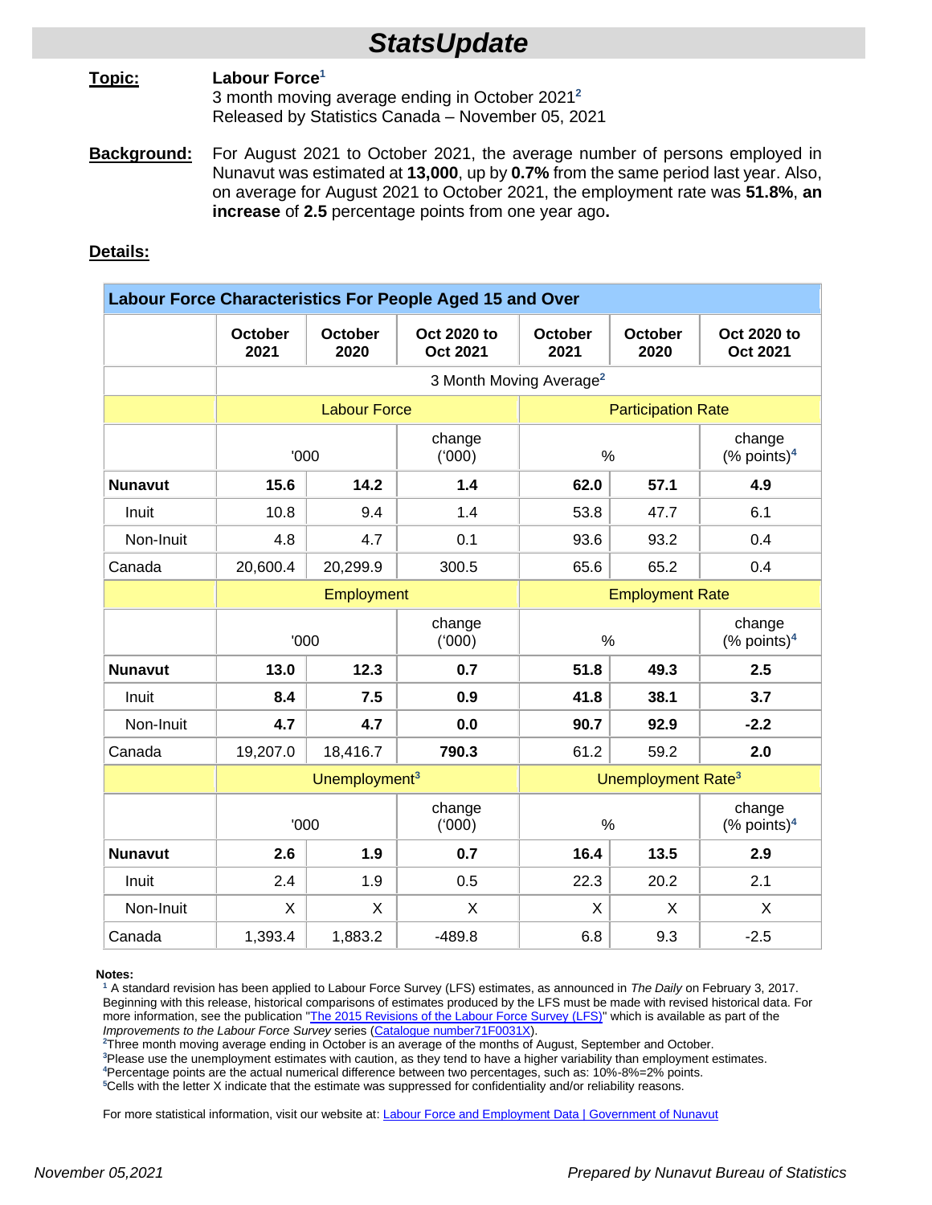# StatsUpdate

**Topic:** **Labour Force**[1]
3 month moving average ending in October 2021[2]
Released by Statistics Canada – November 05, 2021

**Background:** For August 2021 to October 2021, the average number of persons employed in Nunavut was estimated at **13,000**, up by **0.7%** from the same period last year. Also, on average for August 2021 to October 2021, the employment rate was **51.8%**, **an increase** of **2.5** percentage points from one year ago**.**

**Details:**

| Labour Force Characteristics For People Aged 15 and Over | | | | | | |
|---|---|---|---|---|---|---|
| | October 2021 | October 2020 | Oct 2020 to Oct 2021 | October 2021 | October 2020 | Oct 2020 to Oct 2021 |
| | 3 Month Moving Average[2] | | | | | |
| | Labour Force | | | Participation Rate | | |
| | '000 | | change ('000) | % | | change (% points)[4] |
| **Nunavut** | **15.6** | **14.2** | **1.4** | **62.0** | **57.1** | **4.9** |
| Inuit | 10.8 | 9.4 | 1.4 | 53.8 | 47.7 | 6.1 |
| Non-Inuit | 4.8 | 4.7 | 0.1 | 93.6 | 93.2 | 0.4 |
| Canada | 20,600.4 | 20,299.9 | 300.5 | 65.6 | 65.2 | 0.4 |
| | Employment | | | Employment Rate | | |
| | '000 | | change ('000) | % | | change (% points)[4] |
| **Nunavut** | **13.0** | **12.3** | **0.7** | **51.8** | **49.3** | **2.5** |
| Inuit | **8.4** | **7.5** | **0.9** | **41.8** | **38.1** | **3.7** |
| Non-Inuit | **4.7** | **4.7** | **0.0** | **90.7** | **92.9** | **-2.2** |
| Canada | 19,207.0 | 18,416.7 | **790.3** | 61.2 | 59.2 | **2.0** |
| | Unemployment[3] | | | Unemployment Rate[3] | | |
| | '000 | | change ('000) | % | | change (% points)[4] |
| **Nunavut** | **2.6** | **1.9** | **0.7** | **16.4** | **13.5** | **2.9** |
| Inuit | 2.4 | 1.9 | 0.5 | 22.3 | 20.2 | 2.1 |
| Non-Inuit | X | X | X | X | X | X |
| Canada | 1,393.4 | 1,883.2 | -489.8 | 6.8 | 9.3 | -2.5 |

**Notes:**

[1] A standard revision has been applied to Labour Force Survey (LFS) estimates, as announced in *The Daily* on February 3, 2017. Beginning with this release, historical comparisons of estimates produced by the LFS must be made with revised historical data. For more information, see the publication "The 2015 Revisions of the Labour Force Survey (LFS)" which is available as part of the *Improvements to the Labour Force Survey* series (Catalogue number71F0031X).
[2] Three month moving average ending in October is an average of the months of August, September and October.
[3] Please use the unemployment estimates with caution, as they tend to have a higher variability than employment estimates.
[4] Percentage points are the actual numerical difference between two percentages, such as: 10%-8%=2% points.
[5] Cells with the letter X indicate that the estimate was suppressed for confidentiality and/or reliability reasons.

For more statistical information, visit our website at: Labour Force and Employment Data | Government of Nunavut

*November 05,2021* *Prepared by Nunavut Bureau of Statistics*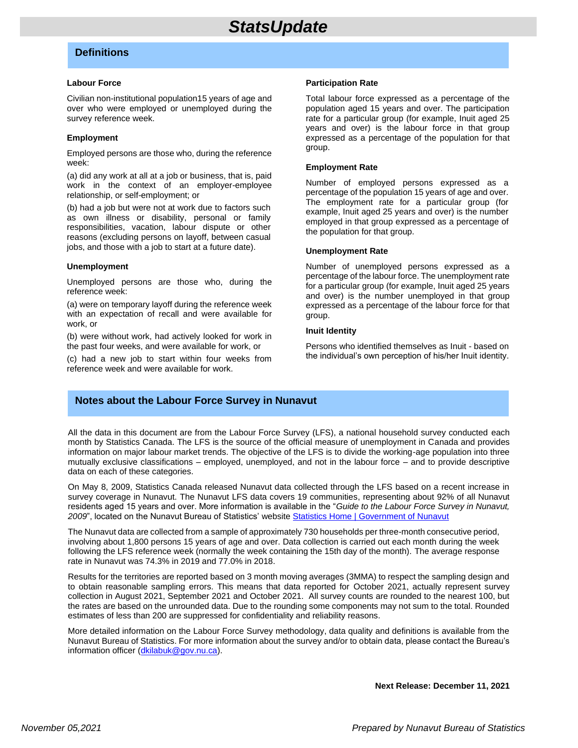## Definitions

### Labour Force

Civilian non-institutional population15 years of age and over who were employed or unemployed during the survey reference week.

### Employment

Employed persons are those who, during the reference week:

(a) did any work at all at a job or business, that is, paid work in the context of an employer-employee relationship, or self-employment; or

(b) had a job but were not at work due to factors such as own illness or disability, personal or family responsibilities, vacation, labour dispute or other reasons (excluding persons on layoff, between casual jobs, and those with a job to start at a future date).

### Unemployment

Unemployed persons are those who, during the reference week:

(a) were on temporary layoff during the reference week with an expectation of recall and were available for work, or

(b) were without work, had actively looked for work in the past four weeks, and were available for work, or

(c) had a new job to start within four weeks from reference week and were available for work.

### Participation Rate

Total labour force expressed as a percentage of the population aged 15 years and over. The participation rate for a particular group (for example, Inuit aged 25 years and over) is the labour force in that group expressed as a percentage of the population for that group.

### Employment Rate

Number of employed persons expressed as a percentage of the population 15 years of age and over. The employment rate for a particular group (for example, Inuit aged 25 years and over) is the number employed in that group expressed as a percentage of the population for that group.

### Unemployment Rate

Number of unemployed persons expressed as a percentage of the labour force. The unemployment rate for a particular group (for example, Inuit aged 25 years and over) is the number unemployed in that group expressed as a percentage of the labour force for that group.

### Inuit Identity

Persons who identified themselves as Inuit - based on the individual's own perception of his/her Inuit identity.

## Notes about the Labour Force Survey in Nunavut

All the data in this document are from the Labour Force Survey (LFS), a national household survey conducted each month by Statistics Canada. The LFS is the source of the official measure of unemployment in Canada and provides information on major labour market trends. The objective of the LFS is to divide the working-age population into three mutually exclusive classifications – employed, unemployed, and not in the labour force – and to provide descriptive data on each of these categories.

On May 8, 2009, Statistics Canada released Nunavut data collected through the LFS based on a recent increase in survey coverage in Nunavut. The Nunavut LFS data covers 19 communities, representing about 92% of all Nunavut residents aged 15 years and over. More information is available in the "*Guide to the Labour Force Survey in Nunavut, 2009*", located on the Nunavut Bureau of Statistics' website [Statistics Home | Government of Nunavut]

The Nunavut data are collected from a sample of approximately 730 households per three-month consecutive period, involving about 1,800 persons 15 years of age and over. Data collection is carried out each month during the week following the LFS reference week (normally the week containing the 15th day of the month). The average response rate in Nunavut was 74.3% in 2019 and 77.0% in 2018.

Results for the territories are reported based on 3 month moving averages (3MMA) to respect the sampling design and to obtain reasonable sampling errors. This means that data reported for October 2021, actually represent survey collection in August 2021, September 2021 and October 2021. All survey counts are rounded to the nearest 100, but the rates are based on the unrounded data. Due to the rounding some components may not sum to the total. Rounded estimates of less than 200 are suppressed for confidentiality and reliability reasons.

More detailed information on the Labour Force Survey methodology, data quality and definitions is available from the Nunavut Bureau of Statistics. For more information about the survey and/or to obtain data, please contact the Bureau's information officer (dkilabuk@gov.nu.ca).

**Next Release: December 11, 2021**

*November 05,2021*

*Prepared by Nunavut Bureau of Statistics*